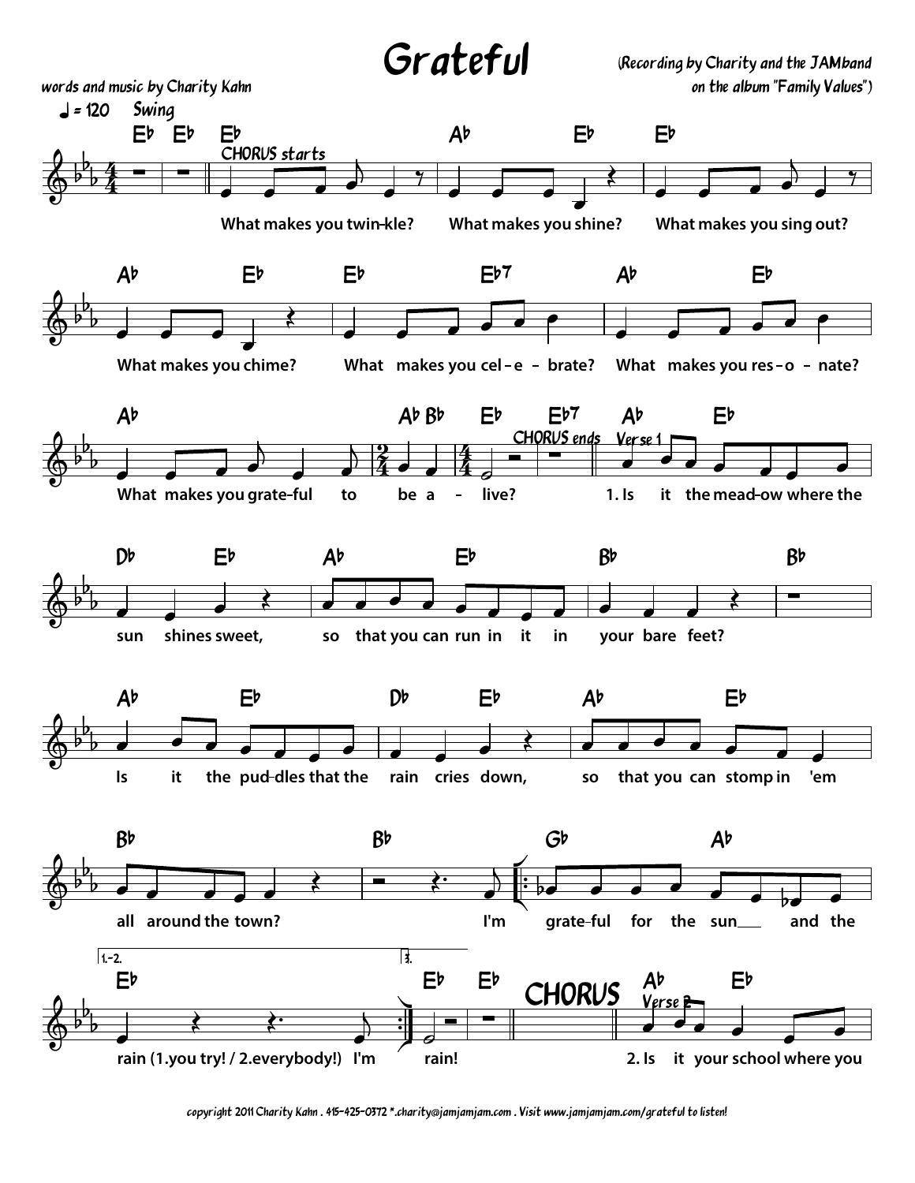# Grateful

words and music by Charity Kahn

(Recording by Charity and the JAMband on the album "Family Values")

♩ = 120 Swing

CHORUS starts

What makes you twin-kle? What makes you shine? What makes you sing out?

What makes you chime? What makes you cel - e - brate? What makes you res - o - nate?

What makes you grate-ful to be a - live?

CHORUS ends

Verse 1

1. Is it the mead-ow where the sun shines sweet, so that you can run in it in your bare feet?

Is it the pud-dles that the rain cries down, so that you can stomp in 'em all around the town?

I'm grate-ful for the sun ___ and the rain (1.you try! / 2.everybody!) I'm rain!

CHORUS

Verse 2

2. Is it your school where you

copyright 2011 Charity Kahn . 415-425-0372 *.charity@jamjamjam.com . Visit www.jamjamjam.com/grateful to listen!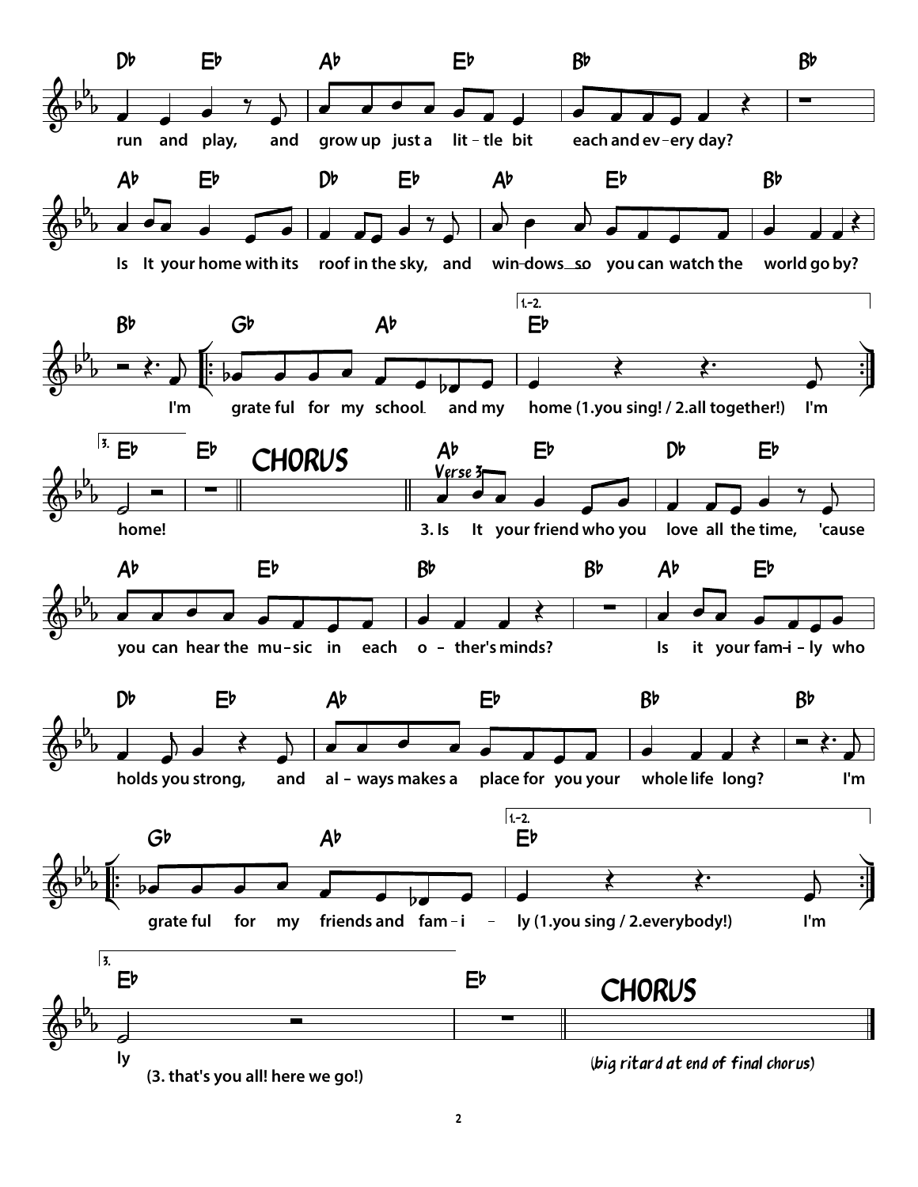Db Eb Ab Eb Bb Bb

run and play, and grow up just a lit - tle bit each and ev - ery day?

Ab Eb Db Eb Ab Eb Bb

Is It your home with its roof in the sky, and win-dows so you can watch the world go by?

Bb Gb Ab 1.-2. Eb

I'm grate ful for my school and my home (1.you sing! / 2.all together!) I'm

3. Eb Eb **CHORUS** Ab Eb Db Eb

*Verse 3*

home! 3. Is It your friend who you love all the time, 'cause

Ab Eb Bb Bb Ab Eb

you can hear the mu - sic in each o - ther's minds? Is it your fam-i - ly who

Db Eb Ab Eb Bb Bb

holds you strong, and al - ways makes a place for you your whole life long? I'm

Gb Ab 1.-2. Eb

grate ful for my friends and fam - i - ly (1.you sing / 2.everybody!) I'm

3. Eb Eb **CHORUS**

ly

(3. that's you all! here we go!)

*(big ritard at end of final chorus)*